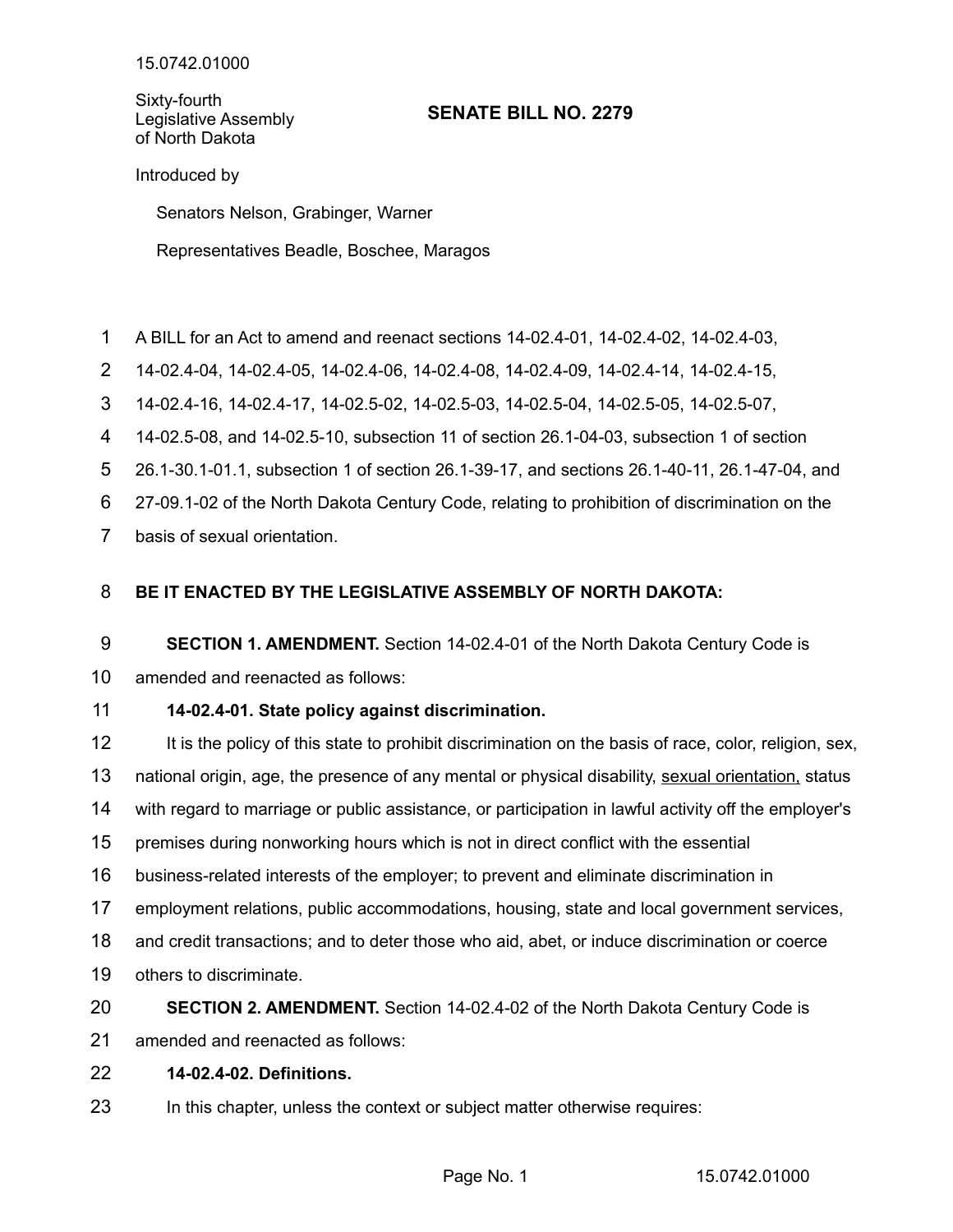15.0742.01000

Sixty-fourth
Legislative Assembly
of North Dakota

# SENATE BILL NO. 2279

Introduced by

Senators Nelson, Grabinger, Warner

Representatives Beadle, Boschee, Maragos

A BILL for an Act to amend and reenact sections 14-02.4-01, 14-02.4-02, 14-02.4-03, 14-02.4-04, 14-02.4-05, 14-02.4-06, 14-02.4-08, 14-02.4-09, 14-02.4-14, 14-02.4-15, 14-02.4-16, 14-02.4-17, 14-02.5-02, 14-02.5-03, 14-02.5-04, 14-02.5-05, 14-02.5-07, 14-02.5-08, and 14-02.5-10, subsection 11 of section 26.1-04-03, subsection 1 of section 26.1-30.1-01.1, subsection 1 of section 26.1-39-17, and sections 26.1-40-11, 26.1-47-04, and 27-09.1-02 of the North Dakota Century Code, relating to prohibition of discrimination on the basis of sexual orientation.

**BE IT ENACTED BY THE LEGISLATIVE ASSEMBLY OF NORTH DAKOTA:**

**SECTION 1. AMENDMENT.** Section 14-02.4-01 of the North Dakota Century Code is amended and reenacted as follows:

**14-02.4-01. State policy against discrimination.**

It is the policy of this state to prohibit discrimination on the basis of race, color, religion, sex, national origin, age, the presence of any mental or physical disability, <u>sexual orientation,</u> status with regard to marriage or public assistance, or participation in lawful activity off the employer's premises during nonworking hours which is not in direct conflict with the essential business-related interests of the employer; to prevent and eliminate discrimination in employment relations, public accommodations, housing, state and local government services, and credit transactions; and to deter those who aid, abet, or induce discrimination or coerce others to discriminate.

**SECTION 2. AMENDMENT.** Section 14-02.4-02 of the North Dakota Century Code is amended and reenacted as follows:

**14-02.4-02. Definitions.**

In this chapter, unless the context or subject matter otherwise requires: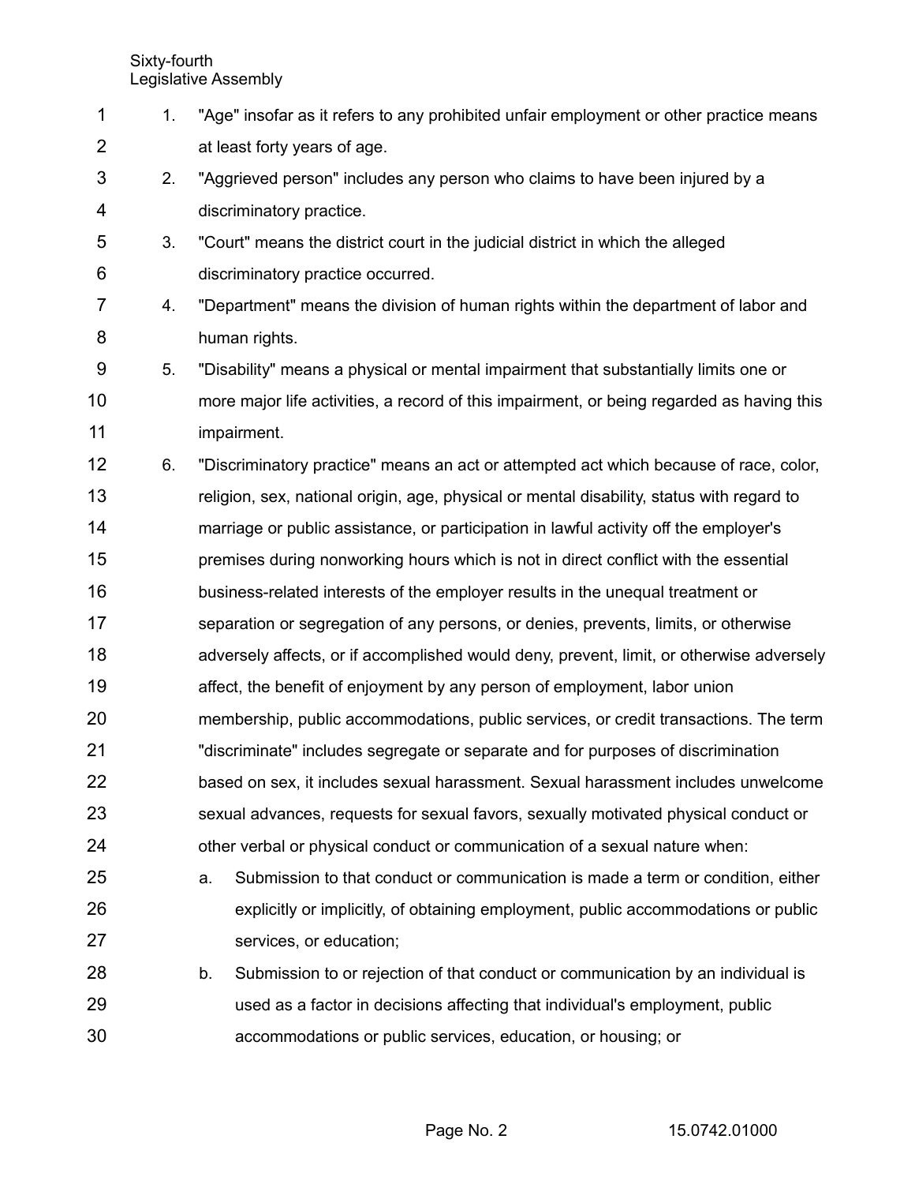1. "Age" insofar as it refers to any prohibited unfair employment or other practice means at least forty years of age.
2. "Aggrieved person" includes any person who claims to have been injured by a discriminatory practice.
3. "Court" means the district court in the judicial district in which the alleged discriminatory practice occurred.
4. "Department" means the division of human rights within the department of labor and human rights.
5. "Disability" means a physical or mental impairment that substantially limits one or more major life activities, a record of this impairment, or being regarded as having this impairment.
6. "Discriminatory practice" means an act or attempted act which because of race, color, religion, sex, national origin, age, physical or mental disability, status with regard to marriage or public assistance, or participation in lawful activity off the employer's premises during nonworking hours which is not in direct conflict with the essential business-related interests of the employer results in the unequal treatment or separation or segregation of any persons, or denies, prevents, limits, or otherwise adversely affects, or if accomplished would deny, prevent, limit, or otherwise adversely affect, the benefit of enjoyment by any person of employment, labor union membership, public accommodations, public services, or credit transactions. The term "discriminate" includes segregate or separate and for purposes of discrimination based on sex, it includes sexual harassment. Sexual harassment includes unwelcome sexual advances, requests for sexual favors, sexually motivated physical conduct or other verbal or physical conduct or communication of a sexual nature when:
   a. Submission to that conduct or communication is made a term or condition, either explicitly or implicitly, of obtaining employment, public accommodations or public services, or education;
   b. Submission to or rejection of that conduct or communication by an individual is used as a factor in decisions affecting that individual's employment, public accommodations or public services, education, or housing; or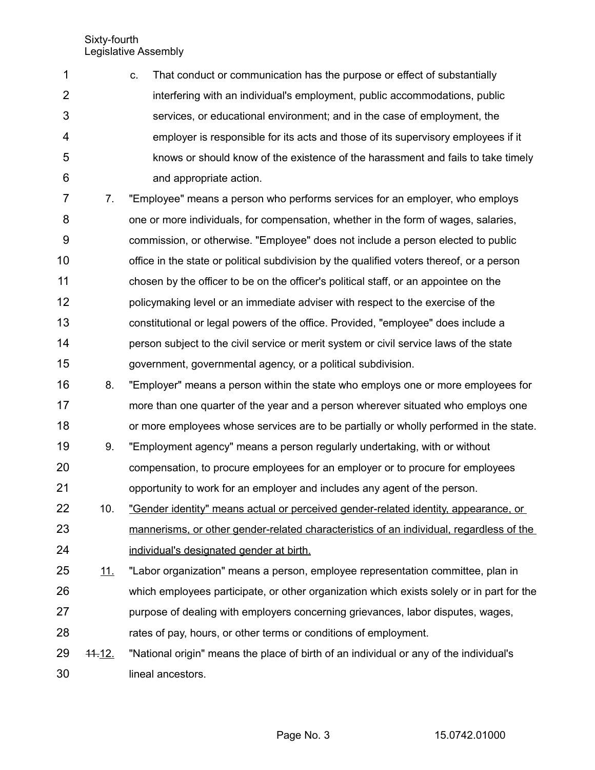c. That conduct or communication has the purpose or effect of substantially interfering with an individual's employment, public accommodations, public services, or educational environment; and in the case of employment, the employer is responsible for its acts and those of its supervisory employees if it knows or should know of the existence of the harassment and fails to take timely and appropriate action.

7. "Employee" means a person who performs services for an employer, who employs one or more individuals, for compensation, whether in the form of wages, salaries, commission, or otherwise. "Employee" does not include a person elected to public office in the state or political subdivision by the qualified voters thereof, or a person chosen by the officer to be on the officer's political staff, or an appointee on the policymaking level or an immediate adviser with respect to the exercise of the constitutional or legal powers of the office. Provided, "employee" does include a person subject to the civil service or merit system or civil service laws of the state government, governmental agency, or a political subdivision.

8. "Employer" means a person within the state who employs one or more employees for more than one quarter of the year and a person wherever situated who employs one or more employees whose services are to be partially or wholly performed in the state.

9. "Employment agency" means a person regularly undertaking, with or without compensation, to procure employees for an employer or to procure for employees opportunity to work for an employer and includes any agent of the person.

10. <u>"Gender identity" means actual or perceived gender-related identity, appearance, or mannerisms, or other gender-related characteristics of an individual, regardless of the individual's designated gender at birth.</u>

<u>11.</u> "Labor organization" means a person, employee representation committee, plan in which employees participate, or other organization which exists solely or in part for the purpose of dealing with employers concerning grievances, labor disputes, wages, rates of pay, hours, or other terms or conditions of employment.

~~11.~~<u>12.</u> "National origin" means the place of birth of an individual or any of the individual's lineal ancestors.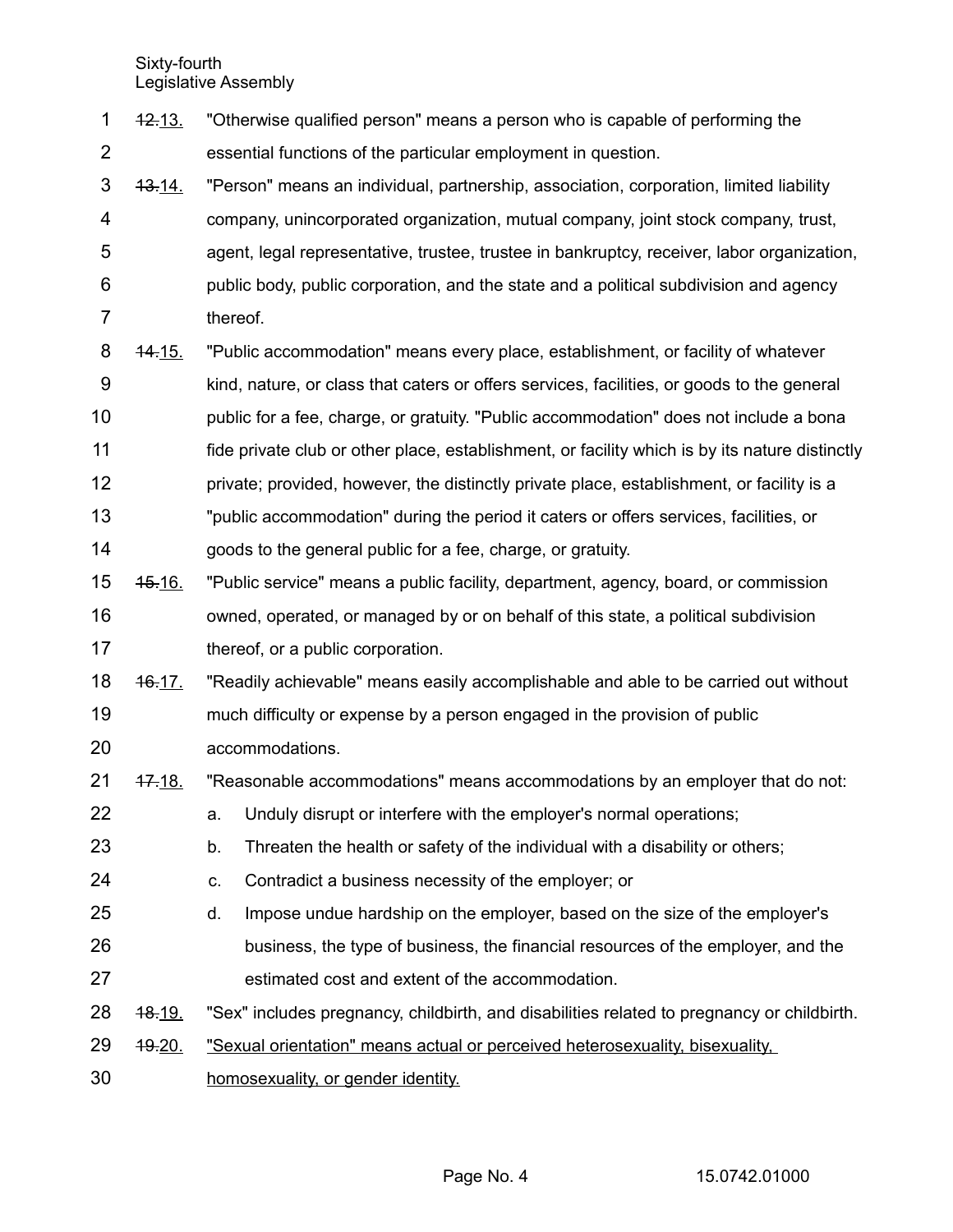~~12.~~13. "Otherwise qualified person" means a person who is capable of performing the essential functions of the particular employment in question.

~~13.~~14. "Person" means an individual, partnership, association, corporation, limited liability company, unincorporated organization, mutual company, joint stock company, trust, agent, legal representative, trustee, trustee in bankruptcy, receiver, labor organization, public body, public corporation, and the state and a political subdivision and agency thereof.

~~14.~~15. "Public accommodation" means every place, establishment, or facility of whatever kind, nature, or class that caters or offers services, facilities, or goods to the general public for a fee, charge, or gratuity. "Public accommodation" does not include a bona fide private club or other place, establishment, or facility which is by its nature distinctly private; provided, however, the distinctly private place, establishment, or facility is a "public accommodation" during the period it caters or offers services, facilities, or goods to the general public for a fee, charge, or gratuity.

~~15.~~16. "Public service" means a public facility, department, agency, board, or commission owned, operated, or managed by or on behalf of this state, a political subdivision thereof, or a public corporation.

~~16.~~17. "Readily achievable" means easily accomplishable and able to be carried out without much difficulty or expense by a person engaged in the provision of public accommodations.

~~17.~~18. "Reasonable accommodations" means accommodations by an employer that do not:

a. Unduly disrupt or interfere with the employer's normal operations;

b. Threaten the health or safety of the individual with a disability or others;

c. Contradict a business necessity of the employer; or

d. Impose undue hardship on the employer, based on the size of the employer's business, the type of business, the financial resources of the employer, and the estimated cost and extent of the accommodation.

~~18.~~19. "Sex" includes pregnancy, childbirth, and disabilities related to pregnancy or childbirth.

~~19.~~20. "Sexual orientation" means actual or perceived heterosexuality, bisexuality, homosexuality, or gender identity.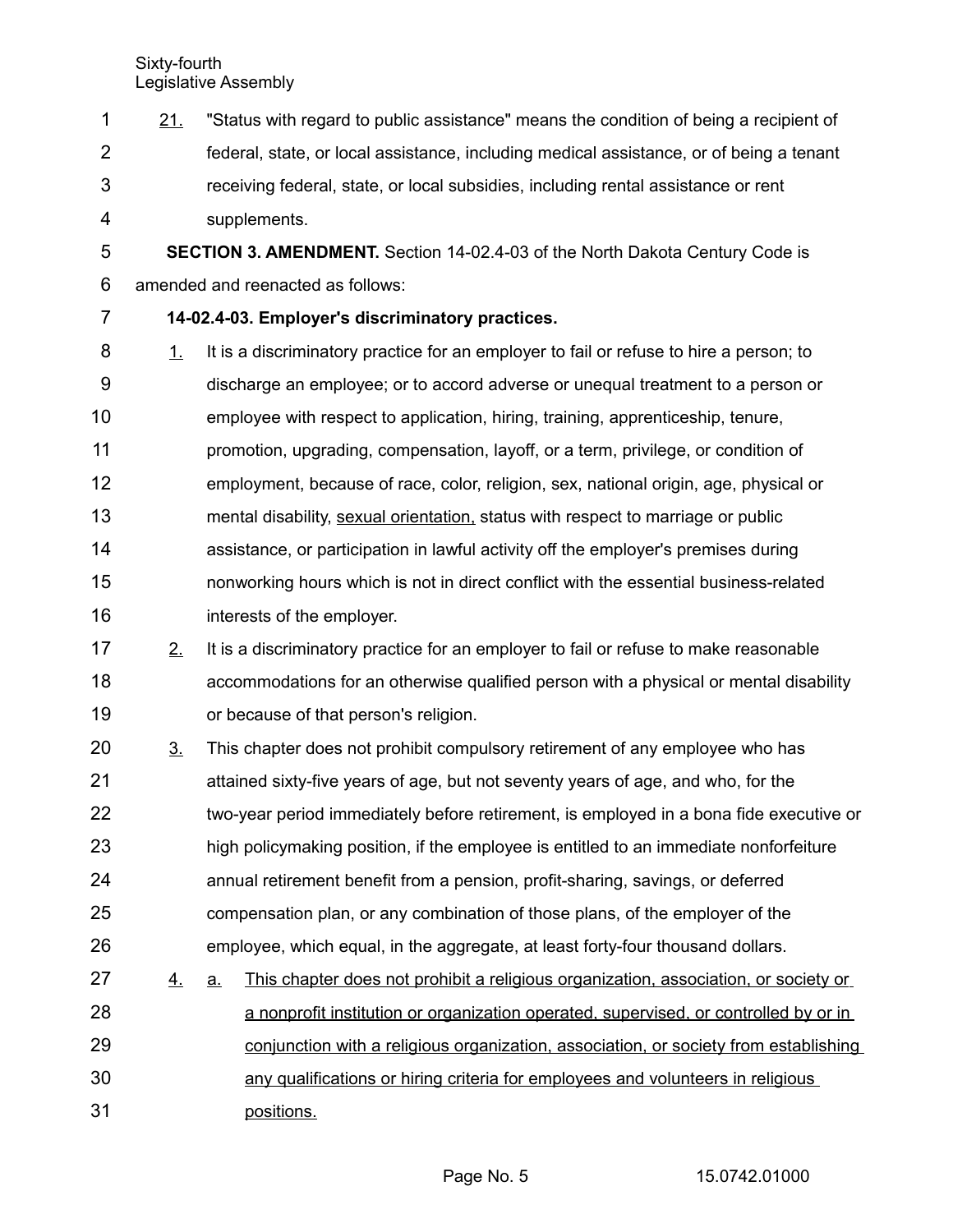21. "Status with regard to public assistance" means the condition of being a recipient of federal, state, or local assistance, including medical assistance, or of being a tenant receiving federal, state, or local subsidies, including rental assistance or rent supplements.

**SECTION 3. AMENDMENT.** Section 14-02.4-03 of the North Dakota Century Code is amended and reenacted as follows:

**14-02.4-03. Employer's discriminatory practices.**

1. It is a discriminatory practice for an employer to fail or refuse to hire a person; to discharge an employee; or to accord adverse or unequal treatment to a person or employee with respect to application, hiring, training, apprenticeship, tenure, promotion, upgrading, compensation, layoff, or a term, privilege, or condition of employment, because of race, color, religion, sex, national origin, age, physical or mental disability, sexual orientation, status with respect to marriage or public assistance, or participation in lawful activity off the employer's premises during nonworking hours which is not in direct conflict with the essential business-related interests of the employer.

2. It is a discriminatory practice for an employer to fail or refuse to make reasonable accommodations for an otherwise qualified person with a physical or mental disability or because of that person's religion.

3. This chapter does not prohibit compulsory retirement of any employee who has attained sixty-five years of age, but not seventy years of age, and who, for the two-year period immediately before retirement, is employed in a bona fide executive or high policymaking position, if the employee is entitled to an immediate nonforfeiture annual retirement benefit from a pension, profit-sharing, savings, or deferred compensation plan, or any combination of those plans, of the employer of the employee, which equal, in the aggregate, at least forty-four thousand dollars.

4. a. This chapter does not prohibit a religious organization, association, or society or a nonprofit institution or organization operated, supervised, or controlled by or in conjunction with a religious organization, association, or society from establishing any qualifications or hiring criteria for employees and volunteers in religious positions.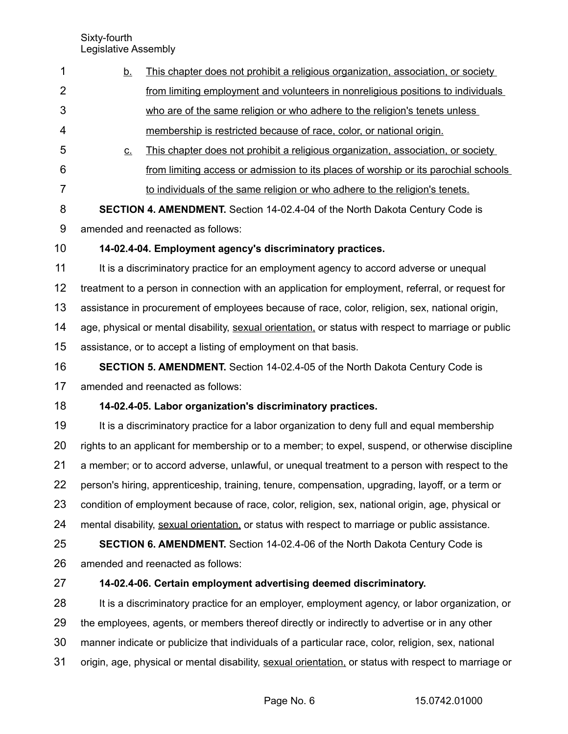b. This chapter does not prohibit a religious organization, association, or society from limiting employment and volunteers in nonreligious positions to individuals who are of the same religion or who adhere to the religion's tenets unless membership is restricted because of race, color, or national origin.

c. This chapter does not prohibit a religious organization, association, or society from limiting access or admission to its places of worship or its parochial schools to individuals of the same religion or who adhere to the religion's tenets.

**SECTION 4. AMENDMENT.** Section 14-02.4-04 of the North Dakota Century Code is amended and reenacted as follows:

**14-02.4-04. Employment agency's discriminatory practices.**

It is a discriminatory practice for an employment agency to accord adverse or unequal treatment to a person in connection with an application for employment, referral, or request for assistance in procurement of employees because of race, color, religion, sex, national origin, age, physical or mental disability, sexual orientation, or status with respect to marriage or public assistance, or to accept a listing of employment on that basis.

**SECTION 5. AMENDMENT.** Section 14-02.4-05 of the North Dakota Century Code is amended and reenacted as follows:

**14-02.4-05. Labor organization's discriminatory practices.**

It is a discriminatory practice for a labor organization to deny full and equal membership rights to an applicant for membership or to a member; to expel, suspend, or otherwise discipline a member; or to accord adverse, unlawful, or unequal treatment to a person with respect to the person's hiring, apprenticeship, training, tenure, compensation, upgrading, layoff, or a term or condition of employment because of race, color, religion, sex, national origin, age, physical or mental disability, sexual orientation, or status with respect to marriage or public assistance.

**SECTION 6. AMENDMENT.** Section 14-02.4-06 of the North Dakota Century Code is amended and reenacted as follows:

**14-02.4-06. Certain employment advertising deemed discriminatory.**

It is a discriminatory practice for an employer, employment agency, or labor organization, or the employees, agents, or members thereof directly or indirectly to advertise or in any other manner indicate or publicize that individuals of a particular race, color, religion, sex, national origin, age, physical or mental disability, sexual orientation, or status with respect to marriage or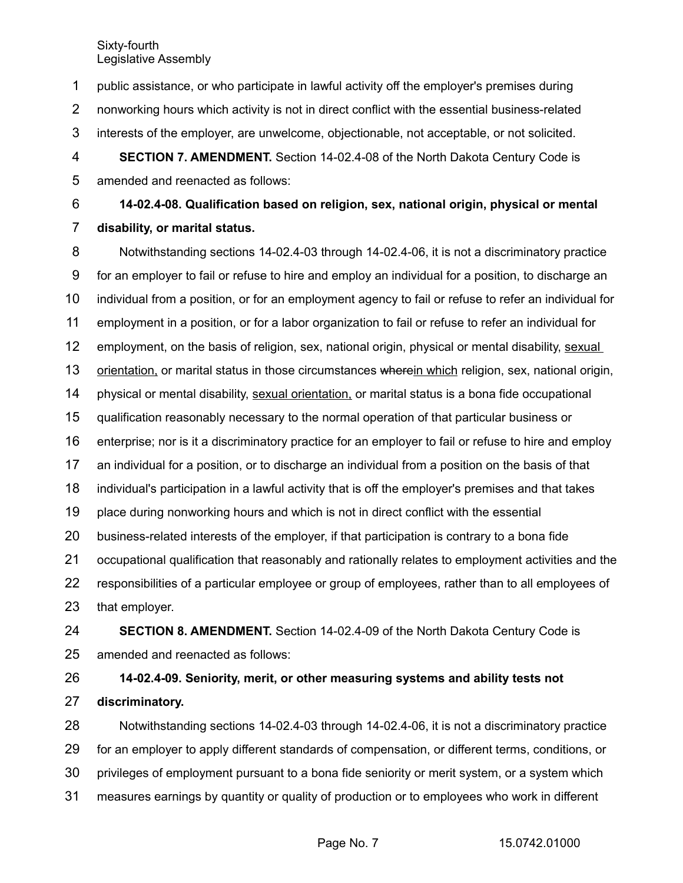public assistance, or who participate in lawful activity off the employer's premises during nonworking hours which activity is not in direct conflict with the essential business-related interests of the employer, are unwelcome, objectionable, not acceptable, or not solicited.

**SECTION 7. AMENDMENT.** Section 14-02.4-08 of the North Dakota Century Code is amended and reenacted as follows:

**14-02.4-08. Qualification based on religion, sex, national origin, physical or mental disability, or marital status.**

Notwithstanding sections 14-02.4-03 through 14-02.4-06, it is not a discriminatory practice for an employer to fail or refuse to hire and employ an individual for a position, to discharge an individual from a position, or for an employment agency to fail or refuse to refer an individual for employment in a position, or for a labor organization to fail or refuse to refer an individual for employment, on the basis of religion, sex, national origin, physical or mental disability, sexual orientation, or marital status in those circumstances ~~wherein~~ in which religion, sex, national origin, physical or mental disability, sexual orientation, or marital status is a bona fide occupational qualification reasonably necessary to the normal operation of that particular business or enterprise; nor is it a discriminatory practice for an employer to fail or refuse to hire and employ an individual for a position, or to discharge an individual from a position on the basis of that individual's participation in a lawful activity that is off the employer's premises and that takes place during nonworking hours and which is not in direct conflict with the essential business-related interests of the employer, if that participation is contrary to a bona fide occupational qualification that reasonably and rationally relates to employment activities and the responsibilities of a particular employee or group of employees, rather than to all employees of that employer.

**SECTION 8. AMENDMENT.** Section 14-02.4-09 of the North Dakota Century Code is amended and reenacted as follows:

**14-02.4-09. Seniority, merit, or other measuring systems and ability tests not discriminatory.**

Notwithstanding sections 14-02.4-03 through 14-02.4-06, it is not a discriminatory practice for an employer to apply different standards of compensation, or different terms, conditions, or privileges of employment pursuant to a bona fide seniority or merit system, or a system which measures earnings by quantity or quality of production or to employees who work in different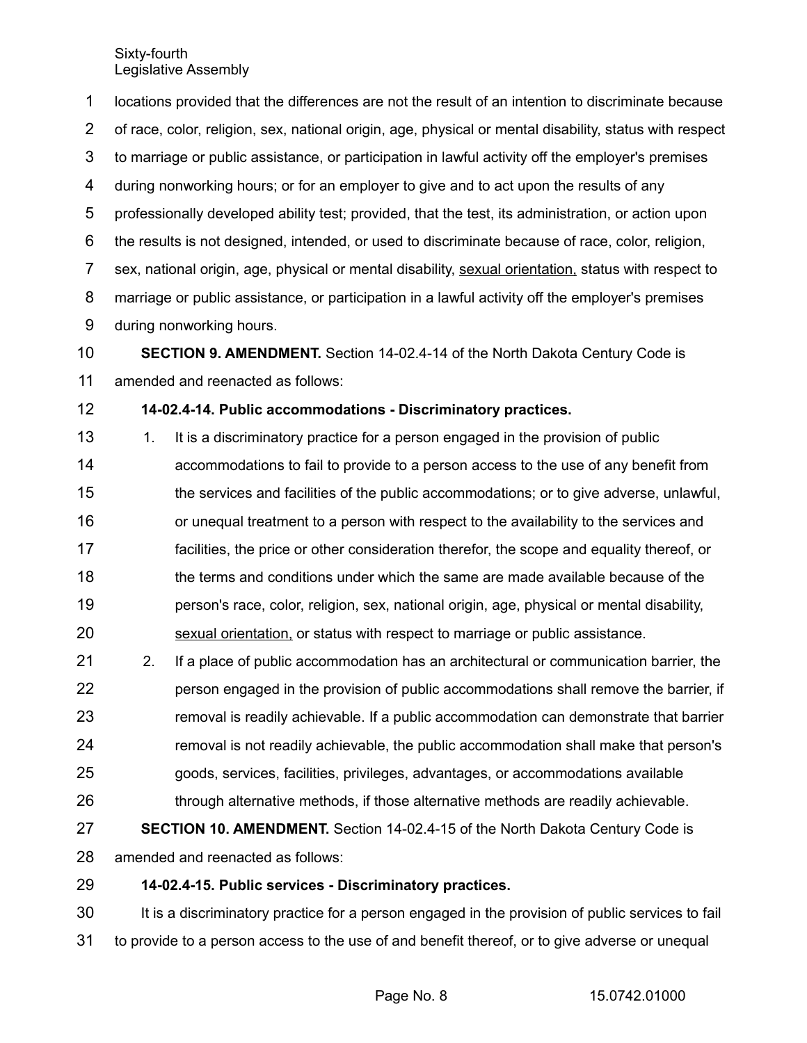locations provided that the differences are not the result of an intention to discriminate because of race, color, religion, sex, national origin, age, physical or mental disability, status with respect to marriage or public assistance, or participation in lawful activity off the employer's premises during nonworking hours; or for an employer to give and to act upon the results of any professionally developed ability test; provided, that the test, its administration, or action upon the results is not designed, intended, or used to discriminate because of race, color, religion, sex, national origin, age, physical or mental disability, <u>sexual orientation,</u> status with respect to marriage or public assistance, or participation in a lawful activity off the employer's premises during nonworking hours.

**SECTION 9. AMENDMENT.** Section 14-02.4-14 of the North Dakota Century Code is amended and reenacted as follows:

**14-02.4-14. Public accommodations - Discriminatory practices.**

1. It is a discriminatory practice for a person engaged in the provision of public accommodations to fail to provide to a person access to the use of any benefit from the services and facilities of the public accommodations; or to give adverse, unlawful, or unequal treatment to a person with respect to the availability to the services and facilities, the price or other consideration therefor, the scope and equality thereof, or the terms and conditions under which the same are made available because of the person's race, color, religion, sex, national origin, age, physical or mental disability, <u>sexual orientation,</u> or status with respect to marriage or public assistance.
2. If a place of public accommodation has an architectural or communication barrier, the person engaged in the provision of public accommodations shall remove the barrier, if removal is readily achievable. If a public accommodation can demonstrate that barrier removal is not readily achievable, the public accommodation shall make that person's goods, services, facilities, privileges, advantages, or accommodations available through alternative methods, if those alternative methods are readily achievable.

**SECTION 10. AMENDMENT.** Section 14-02.4-15 of the North Dakota Century Code is amended and reenacted as follows:

**14-02.4-15. Public services - Discriminatory practices.**

It is a discriminatory practice for a person engaged in the provision of public services to fail to provide to a person access to the use of and benefit thereof, or to give adverse or unequal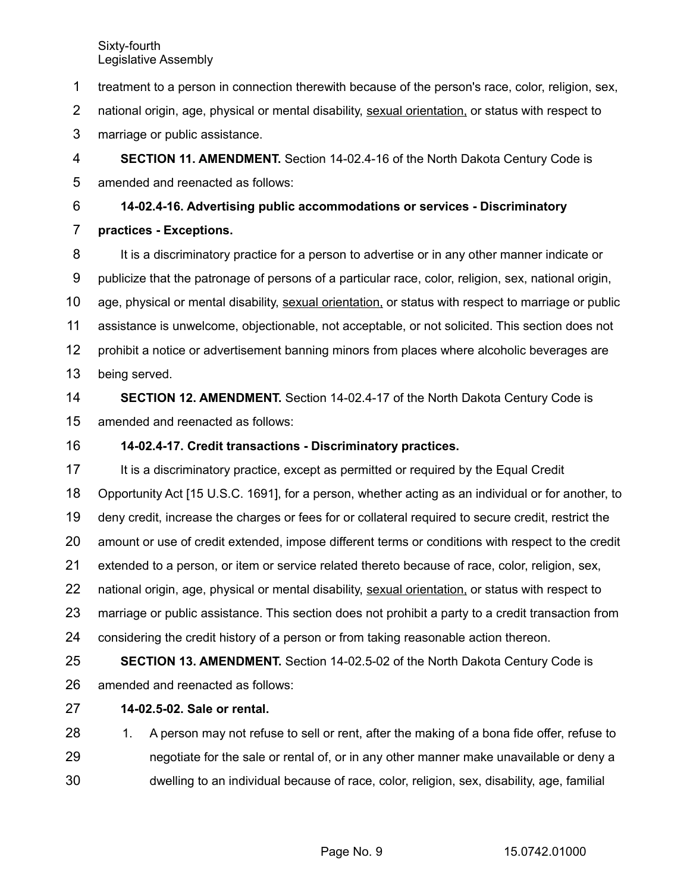treatment to a person in connection therewith because of the person's race, color, religion, sex, national origin, age, physical or mental disability, <u>sexual orientation,</u> or status with respect to marriage or public assistance.

**SECTION 11. AMENDMENT.** Section 14-02.4-16 of the North Dakota Century Code is amended and reenacted as follows:

**14-02.4-16. Advertising public accommodations or services - Discriminatory practices - Exceptions.**

It is a discriminatory practice for a person to advertise or in any other manner indicate or publicize that the patronage of persons of a particular race, color, religion, sex, national origin, age, physical or mental disability, <u>sexual orientation,</u> or status with respect to marriage or public assistance is unwelcome, objectionable, not acceptable, or not solicited. This section does not prohibit a notice or advertisement banning minors from places where alcoholic beverages are being served.

**SECTION 12. AMENDMENT.** Section 14-02.4-17 of the North Dakota Century Code is amended and reenacted as follows:

**14-02.4-17. Credit transactions - Discriminatory practices.**

It is a discriminatory practice, except as permitted or required by the Equal Credit Opportunity Act [15 U.S.C. 1691], for a person, whether acting as an individual or for another, to deny credit, increase the charges or fees for or collateral required to secure credit, restrict the amount or use of credit extended, impose different terms or conditions with respect to the credit extended to a person, or item or service related thereto because of race, color, religion, sex, national origin, age, physical or mental disability, <u>sexual orientation,</u> or status with respect to marriage or public assistance. This section does not prohibit a party to a credit transaction from considering the credit history of a person or from taking reasonable action thereon.

**SECTION 13. AMENDMENT.** Section 14-02.5-02 of the North Dakota Century Code is amended and reenacted as follows:

**14-02.5-02. Sale or rental.**

1. A person may not refuse to sell or rent, after the making of a bona fide offer, refuse to negotiate for the sale or rental of, or in any other manner make unavailable or deny a dwelling to an individual because of race, color, religion, sex, disability, age, familial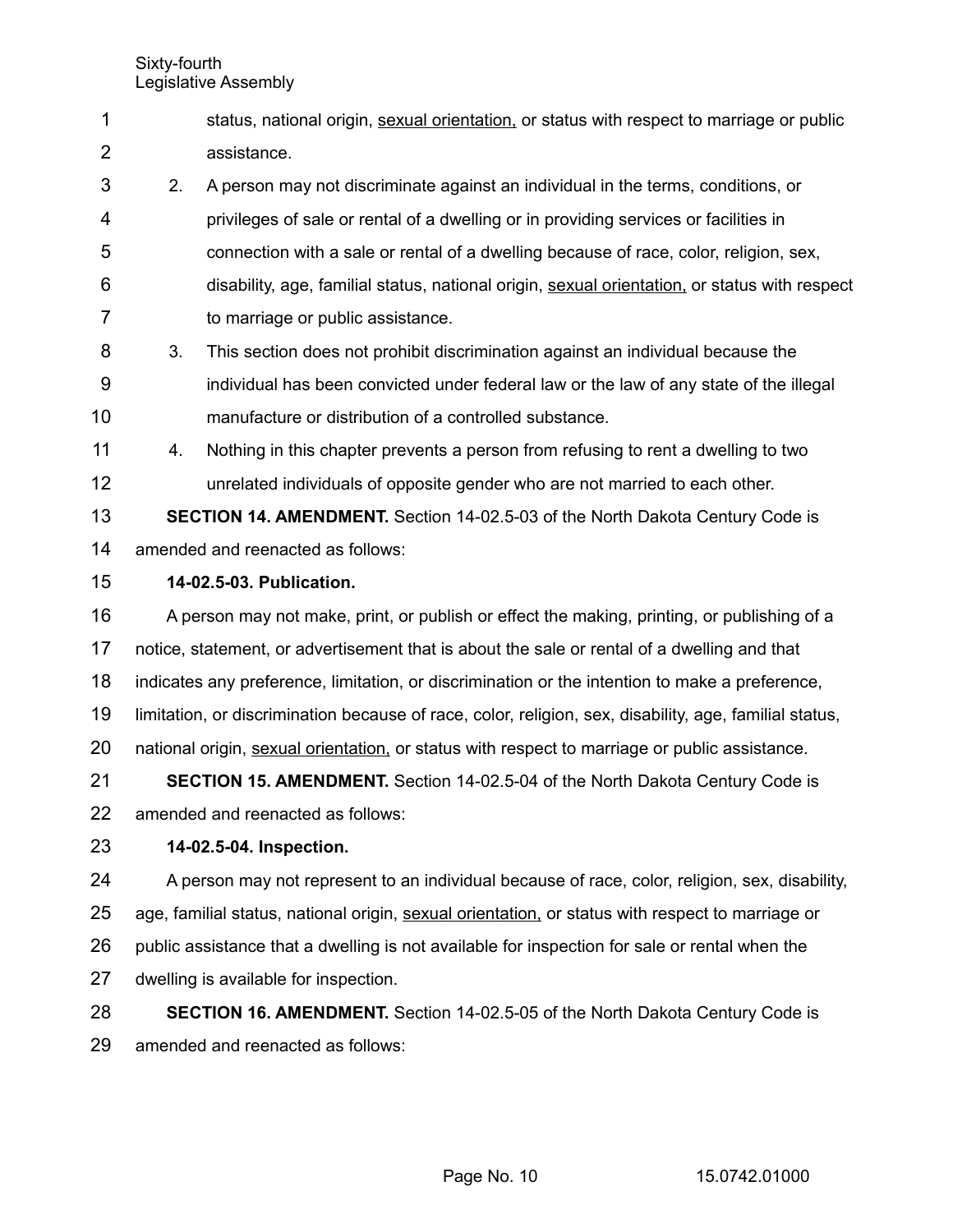status, national origin, <u>sexual orientation,</u> or status with respect to marriage or public assistance.

2. A person may not discriminate against an individual in the terms, conditions, or privileges of sale or rental of a dwelling or in providing services or facilities in connection with a sale or rental of a dwelling because of race, color, religion, sex, disability, age, familial status, national origin, <u>sexual orientation,</u> or status with respect to marriage or public assistance.

3. This section does not prohibit discrimination against an individual because the individual has been convicted under federal law or the law of any state of the illegal manufacture or distribution of a controlled substance.

4. Nothing in this chapter prevents a person from refusing to rent a dwelling to two unrelated individuals of opposite gender who are not married to each other.

**SECTION 14. AMENDMENT.** Section 14-02.5-03 of the North Dakota Century Code is amended and reenacted as follows:

**14-02.5-03. Publication.**

A person may not make, print, or publish or effect the making, printing, or publishing of a notice, statement, or advertisement that is about the sale or rental of a dwelling and that indicates any preference, limitation, or discrimination or the intention to make a preference, limitation, or discrimination because of race, color, religion, sex, disability, age, familial status, national origin, <u>sexual orientation,</u> or status with respect to marriage or public assistance.

**SECTION 15. AMENDMENT.** Section 14-02.5-04 of the North Dakota Century Code is amended and reenacted as follows:

**14-02.5-04. Inspection.**

A person may not represent to an individual because of race, color, religion, sex, disability, age, familial status, national origin, <u>sexual orientation,</u> or status with respect to marriage or public assistance that a dwelling is not available for inspection for sale or rental when the dwelling is available for inspection.

**SECTION 16. AMENDMENT.** Section 14-02.5-05 of the North Dakota Century Code is amended and reenacted as follows: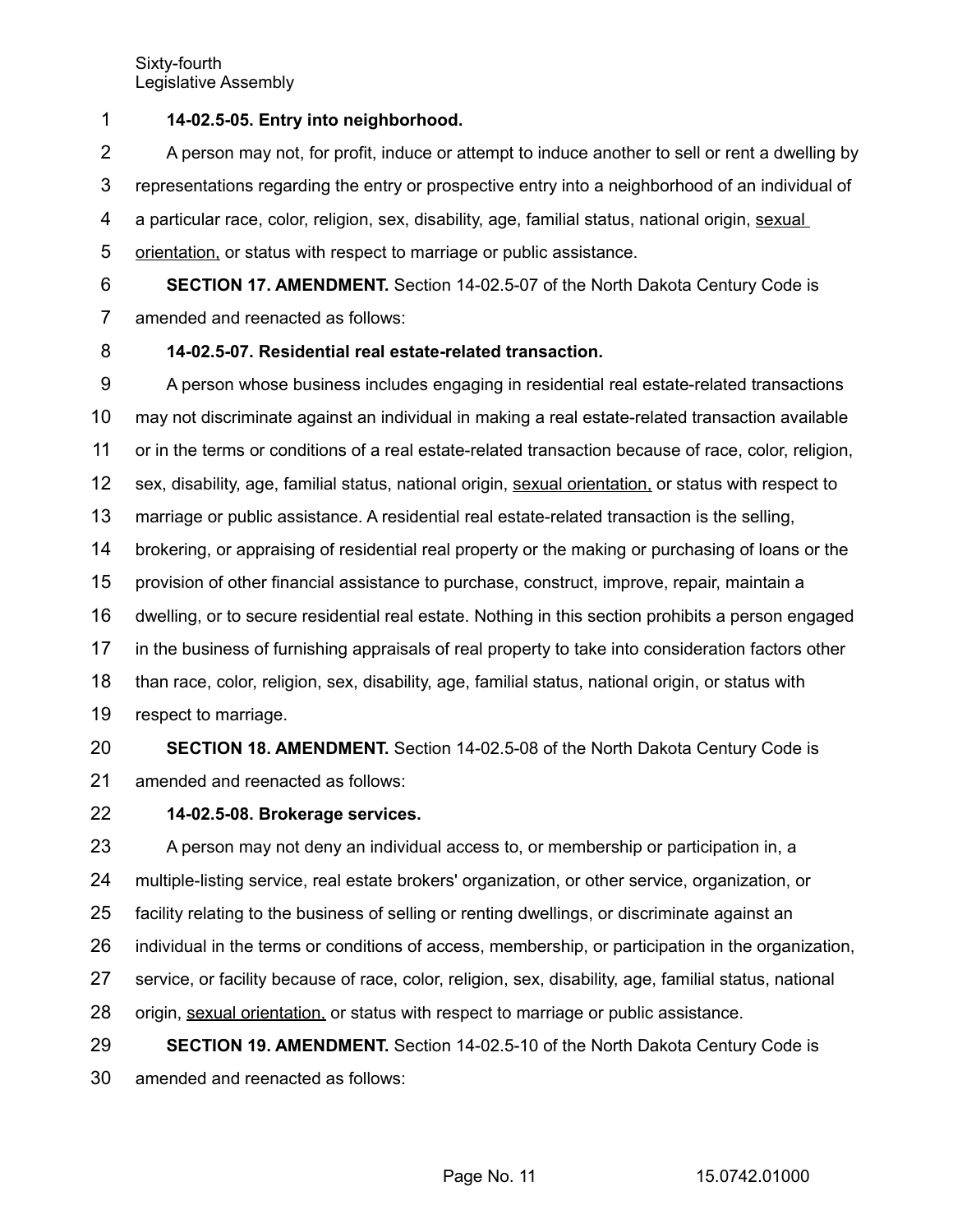**14-02.5-05. Entry into neighborhood.**

A person may not, for profit, induce or attempt to induce another to sell or rent a dwelling by representations regarding the entry or prospective entry into a neighborhood of an individual of a particular race, color, religion, sex, disability, age, familial status, national origin, <u>sexual orientation,</u> or status with respect to marriage or public assistance.

**SECTION 17. AMENDMENT.** Section 14-02.5-07 of the North Dakota Century Code is amended and reenacted as follows:

**14-02.5-07. Residential real estate-related transaction.**

A person whose business includes engaging in residential real estate-related transactions may not discriminate against an individual in making a real estate-related transaction available or in the terms or conditions of a real estate-related transaction because of race, color, religion, sex, disability, age, familial status, national origin, <u>sexual orientation,</u> or status with respect to marriage or public assistance. A residential real estate-related transaction is the selling, brokering, or appraising of residential real property or the making or purchasing of loans or the provision of other financial assistance to purchase, construct, improve, repair, maintain a dwelling, or to secure residential real estate. Nothing in this section prohibits a person engaged in the business of furnishing appraisals of real property to take into consideration factors other than race, color, religion, sex, disability, age, familial status, national origin, or status with respect to marriage.

**SECTION 18. AMENDMENT.** Section 14-02.5-08 of the North Dakota Century Code is amended and reenacted as follows:

**14-02.5-08. Brokerage services.**

A person may not deny an individual access to, or membership or participation in, a multiple-listing service, real estate brokers' organization, or other service, organization, or facility relating to the business of selling or renting dwellings, or discriminate against an individual in the terms or conditions of access, membership, or participation in the organization, service, or facility because of race, color, religion, sex, disability, age, familial status, national origin, <u>sexual orientation,</u> or status with respect to marriage or public assistance.

**SECTION 19. AMENDMENT.** Section 14-02.5-10 of the North Dakota Century Code is amended and reenacted as follows: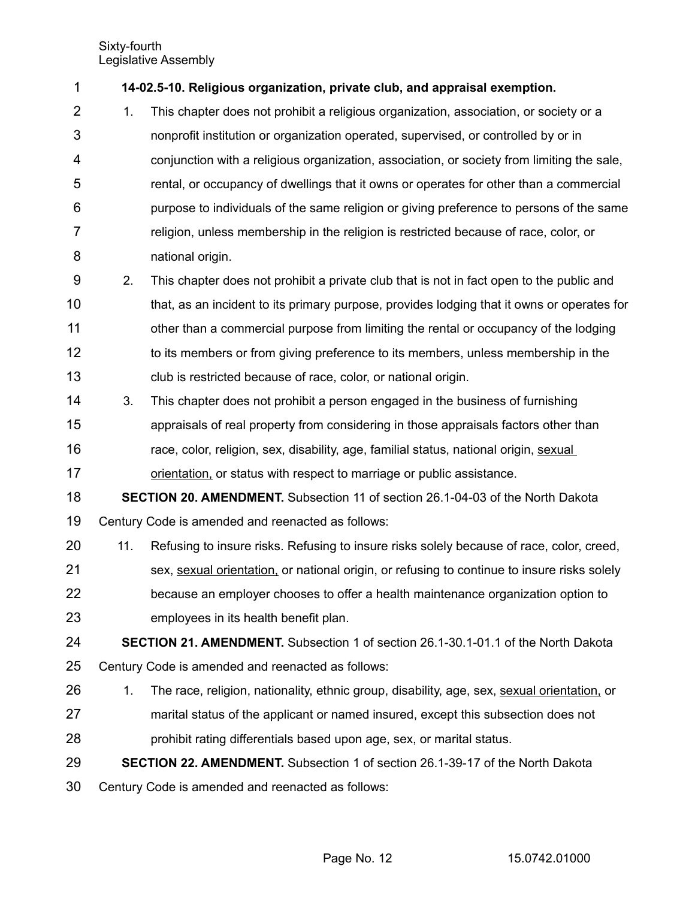**14-02.5-10. Religious organization, private club, and appraisal exemption.**

1. This chapter does not prohibit a religious organization, association, or society or a nonprofit institution or organization operated, supervised, or controlled by or in conjunction with a religious organization, association, or society from limiting the sale, rental, or occupancy of dwellings that it owns or operates for other than a commercial purpose to individuals of the same religion or giving preference to persons of the same religion, unless membership in the religion is restricted because of race, color, or national origin.
2. This chapter does not prohibit a private club that is not in fact open to the public and that, as an incident to its primary purpose, provides lodging that it owns or operates for other than a commercial purpose from limiting the rental or occupancy of the lodging to its members or from giving preference to its members, unless membership in the club is restricted because of race, color, or national origin.
3. This chapter does not prohibit a person engaged in the business of furnishing appraisals of real property from considering in those appraisals factors other than race, color, religion, sex, disability, age, familial status, national origin, <u>sexual orientation,</u> or status with respect to marriage or public assistance.

**SECTION 20. AMENDMENT.** Subsection 11 of section 26.1-04-03 of the North Dakota Century Code is amended and reenacted as follows:

11. Refusing to insure risks. Refusing to insure risks solely because of race, color, creed, sex, <u>sexual orientation,</u> or national origin, or refusing to continue to insure risks solely because an employer chooses to offer a health maintenance organization option to employees in its health benefit plan.

**SECTION 21. AMENDMENT.** Subsection 1 of section 26.1-30.1-01.1 of the North Dakota Century Code is amended and reenacted as follows:

1. The race, religion, nationality, ethnic group, disability, age, sex, <u>sexual orientation,</u> or marital status of the applicant or named insured, except this subsection does not prohibit rating differentials based upon age, sex, or marital status.

**SECTION 22. AMENDMENT.** Subsection 1 of section 26.1-39-17 of the North Dakota Century Code is amended and reenacted as follows: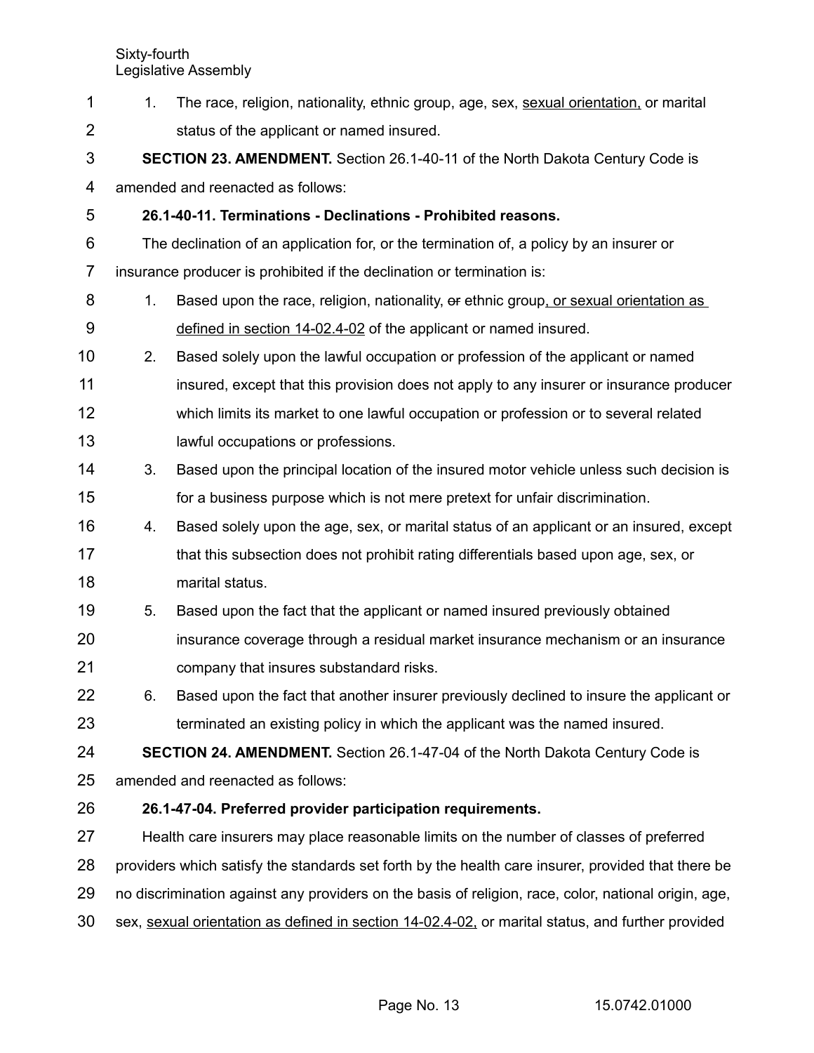1. The race, religion, nationality, ethnic group, age, sex, sexual orientation, or marital status of the applicant or named insured.

**SECTION 23. AMENDMENT.** Section 26.1-40-11 of the North Dakota Century Code is amended and reenacted as follows:

**26.1-40-11. Terminations - Declinations - Prohibited reasons.**

The declination of an application for, or the termination of, a policy by an insurer or insurance producer is prohibited if the declination or termination is:

1. Based upon the race, religion, nationality, ~~or~~ ethnic group, or sexual orientation as defined in section 14-02.4-02 of the applicant or named insured.
2. Based solely upon the lawful occupation or profession of the applicant or named insured, except that this provision does not apply to any insurer or insurance producer which limits its market to one lawful occupation or profession or to several related lawful occupations or professions.
3. Based upon the principal location of the insured motor vehicle unless such decision is for a business purpose which is not mere pretext for unfair discrimination.
4. Based solely upon the age, sex, or marital status of an applicant or an insured, except that this subsection does not prohibit rating differentials based upon age, sex, or marital status.
5. Based upon the fact that the applicant or named insured previously obtained insurance coverage through a residual market insurance mechanism or an insurance company that insures substandard risks.
6. Based upon the fact that another insurer previously declined to insure the applicant or terminated an existing policy in which the applicant was the named insured.

**SECTION 24. AMENDMENT.** Section 26.1-47-04 of the North Dakota Century Code is amended and reenacted as follows:

**26.1-47-04. Preferred provider participation requirements.**

Health care insurers may place reasonable limits on the number of classes of preferred providers which satisfy the standards set forth by the health care insurer, provided that there be no discrimination against any providers on the basis of religion, race, color, national origin, age, sex, sexual orientation as defined in section 14-02.4-02, or marital status, and further provided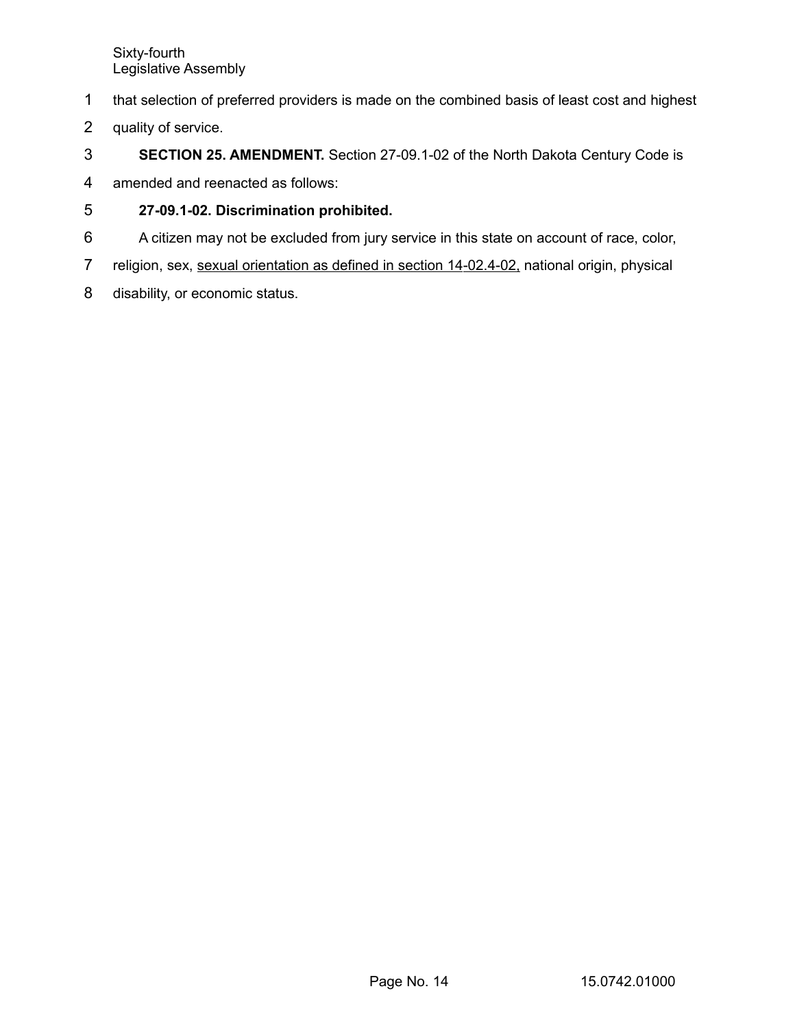that selection of preferred providers is made on the combined basis of least cost and highest quality of service.

**SECTION 25. AMENDMENT.** Section 27-09.1-02 of the North Dakota Century Code is amended and reenacted as follows:

**27-09.1-02. Discrimination prohibited.**

A citizen may not be excluded from jury service in this state on account of race, color, religion, sex, <u>sexual orientation as defined in section 14-02.4-02,</u> national origin, physical disability, or economic status.